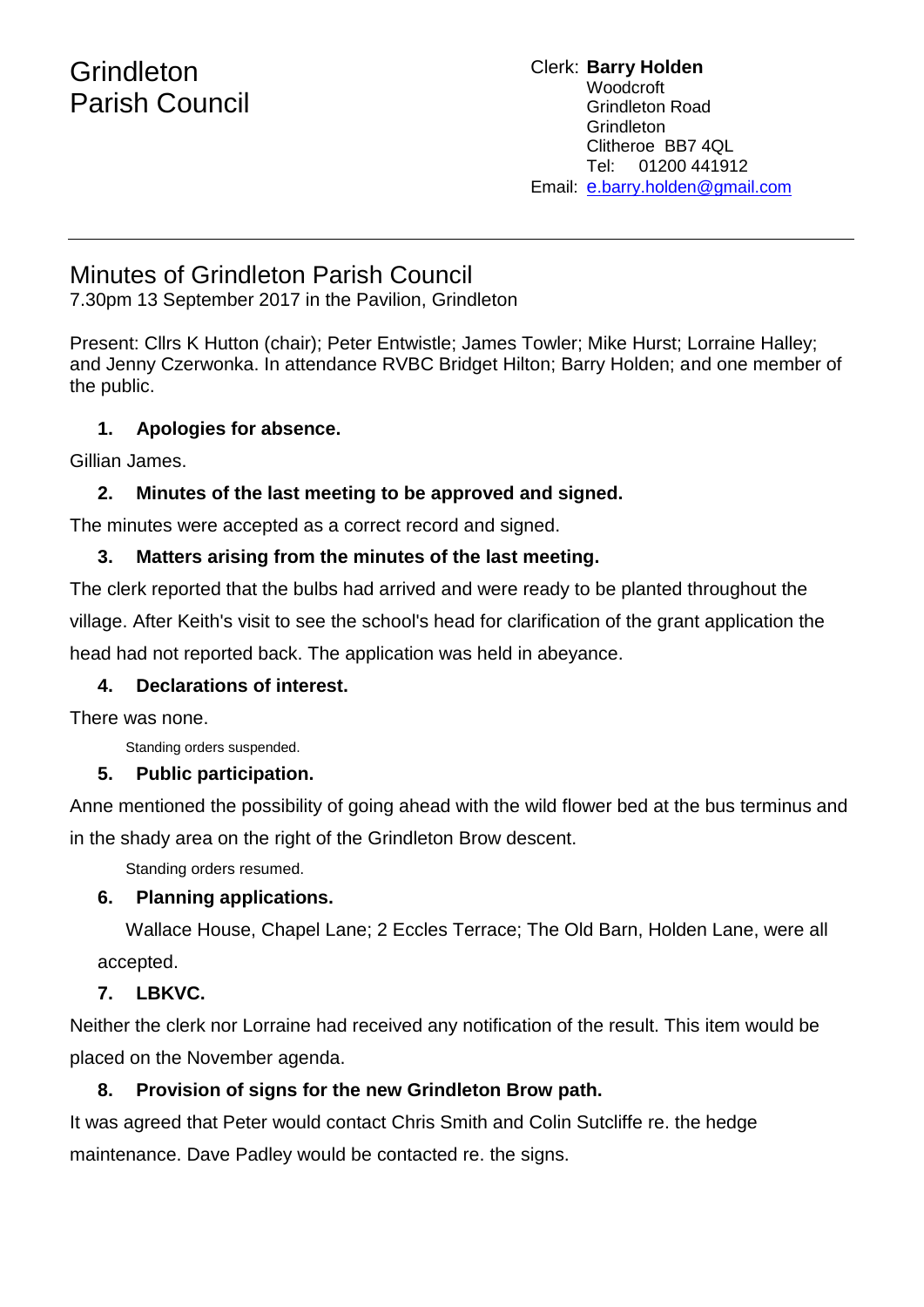# Grindleton Parish Council

Clerk: **Barry Holden**
Woodcroft
Grindleton Road
Grindleton
Clitheroe BB7 4QL
Tel: 01200 441912
Email: e.barry.holden@gmail.com

---

## Minutes of Grindleton Parish Council

7.30pm 13 September 2017 in the Pavilion, Grindleton

Present: Cllrs K Hutton (chair); Peter Entwistle; James Towler; Mike Hurst; Lorraine Halley; and Jenny Czerwonka. In attendance RVBC Bridget Hilton; Barry Holden; and one member of the public.

### 1. Apologies for absence.

Gillian James.

### 2. Minutes of the last meeting to be approved and signed.

The minutes were accepted as a correct record and signed.

### 3. Matters arising from the minutes of the last meeting.

The clerk reported that the bulbs had arrived and were ready to be planted throughout the village. After Keith's visit to see the school's head for clarification of the grant application the head had not reported back. The application was held in abeyance.

### 4. Declarations of interest.

There was none.

Standing orders suspended.

### 5. Public participation.

Anne mentioned the possibility of going ahead with the wild flower bed at the bus terminus and in the shady area on the right of the Grindleton Brow descent.

Standing orders resumed.

### 6. Planning applications.

Wallace House, Chapel Lane; 2 Eccles Terrace; The Old Barn, Holden Lane, were all accepted.

### 7. LBKVC.

Neither the clerk nor Lorraine had received any notification of the result. This item would be placed on the November agenda.

### 8. Provision of signs for the new Grindleton Brow path.

It was agreed that Peter would contact Chris Smith and Colin Sutcliffe re. the hedge maintenance. Dave Padley would be contacted re. the signs.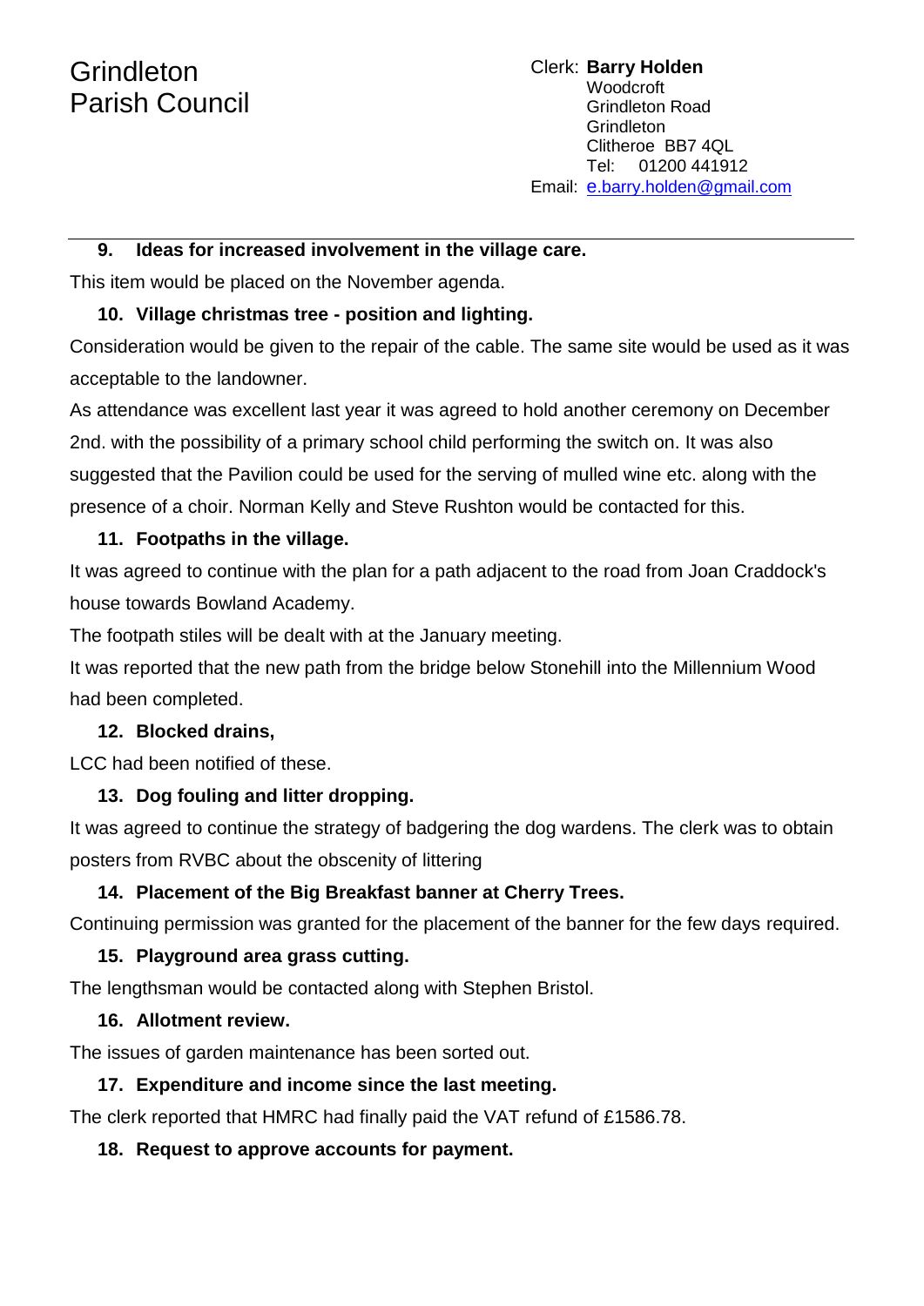**9. Ideas for increased involvement in the village care.**

This item would be placed on the November agenda.

**10. Village christmas tree - position and lighting.**

Consideration would be given to the repair of the cable. The same site would be used as it was acceptable to the landowner.

As attendance was excellent last year it was agreed to hold another ceremony on December 2nd. with the possibility of a primary school child performing the switch on. It was also suggested that the Pavilion could be used for the serving of mulled wine etc. along with the presence of a choir. Norman Kelly and Steve Rushton would be contacted for this.

**11. Footpaths in the village.**

It was agreed to continue with the plan for a path adjacent to the road from Joan Craddock's house towards Bowland Academy.

The footpath stiles will be dealt with at the January meeting.

It was reported that the new path from the bridge below Stonehill into the Millennium Wood had been completed.

**12. Blocked drains,**

LCC had been notified of these.

**13. Dog fouling and litter dropping.**

It was agreed to continue the strategy of badgering the dog wardens. The clerk was to obtain posters from RVBC about the obscenity of littering

**14. Placement of the Big Breakfast banner at Cherry Trees.**

Continuing permission was granted for the placement of the banner for the few days required.

**15. Playground area grass cutting.**

The lengthsman would be contacted along with Stephen Bristol.

**16. Allotment review.**

The issues of garden maintenance has been sorted out.

**17. Expenditure and income since the last meeting.**

The clerk reported that HMRC had finally paid the VAT refund of £1586.78.

**18. Request to approve accounts for payment.**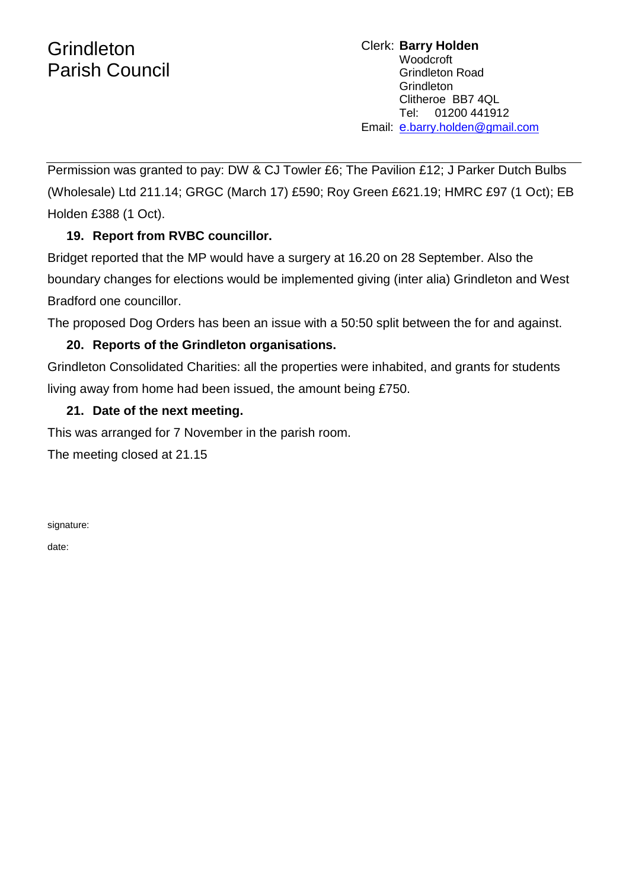# Grindleton Parish Council

Clerk: **Barry Holden**
Woodcroft
Grindleton Road
Grindleton
Clitheroe BB7 4QL
Tel: 01200 441912
Email: e.barry.holden@gmail.com

---

Permission was granted to pay: DW & CJ Towler £6; The Pavilion £12; J Parker Dutch Bulbs (Wholesale) Ltd 211.14; GRGC (March 17) £590; Roy Green £621.19; HMRC £97 (1 Oct); EB Holden £388 (1 Oct).

**19. Report from RVBC councillor.**

Bridget reported that the MP would have a surgery at 16.20 on 28 September. Also the boundary changes for elections would be implemented giving (inter alia) Grindleton and West Bradford one councillor.

The proposed Dog Orders has been an issue with a 50:50 split between the for and against.

**20. Reports of the Grindleton organisations.**

Grindleton Consolidated Charities: all the properties were inhabited, and grants for students living away from home had been issued, the amount being £750.

**21. Date of the next meeting.**

This was arranged for 7 November in the parish room.

The meeting closed at 21.15

signature:

date: